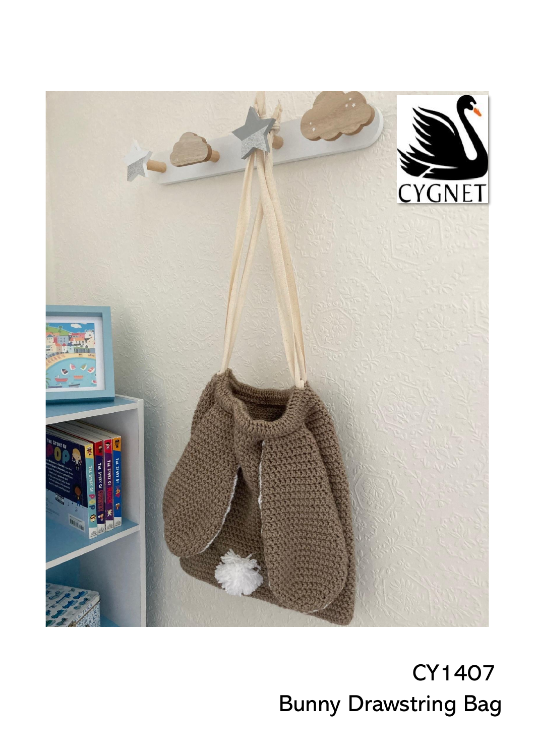CY1407

Bunny Drawstring Bag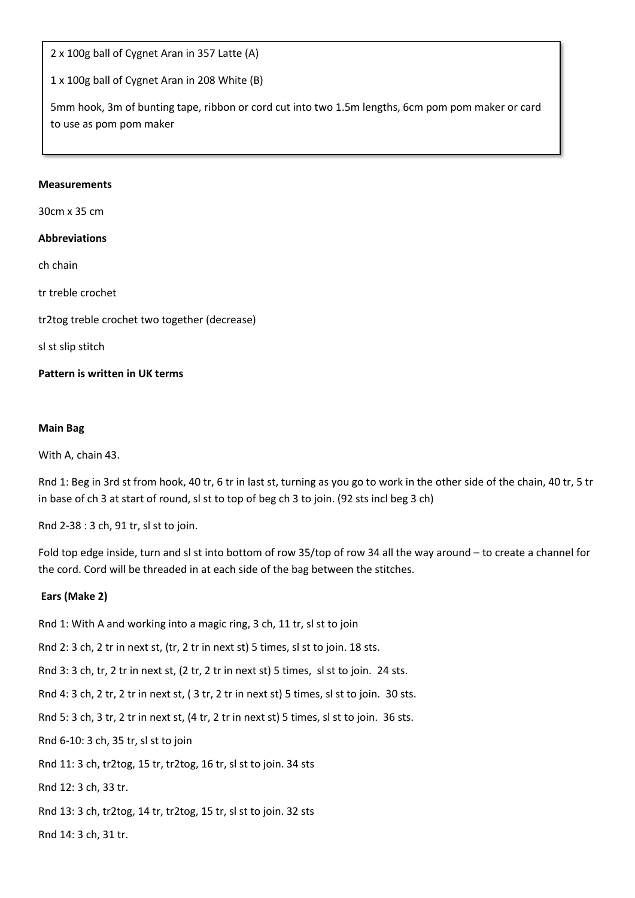2 x 100g ball of Cygnet Aran in 357 Latte (A)

1 x 100g ball of Cygnet Aran in 208 White (B)

5mm hook, 3m of bunting tape, ribbon or cord cut into two 1.5m lengths, 6cm pom pom maker or card to use as pom pom maker

**Measurements**

30cm x 35 cm

**Abbreviations**

ch chain

tr treble crochet

tr2tog treble crochet two together (decrease)

sl st slip stitch

**Pattern is written in UK terms**

**Main Bag**

With A, chain 43.

Rnd 1: Beg in 3rd st from hook, 40 tr, 6 tr in last st, turning as you go to work in the other side of the chain, 40 tr, 5 tr in base of ch 3 at start of round, sl st to top of beg ch 3 to join. (92 sts incl beg 3 ch)

Rnd 2-38 : 3 ch, 91 tr, sl st to join.

Fold top edge inside, turn and sl st into bottom of row 35/top of row 34 all the way around – to create a channel for the cord. Cord will be threaded in at each side of the bag between the stitches.

**Ears (Make 2)**

Rnd 1: With A and working into a magic ring, 3 ch, 11 tr, sl st to join

Rnd 2: 3 ch, 2 tr in next st, (tr, 2 tr in next st) 5 times, sl st to join. 18 sts.

Rnd 3: 3 ch, tr, 2 tr in next st, (2 tr, 2 tr in next st) 5 times, sl st to join. 24 sts.

Rnd 4: 3 ch, 2 tr, 2 tr in next st, ( 3 tr, 2 tr in next st) 5 times, sl st to join. 30 sts.

Rnd 5: 3 ch, 3 tr, 2 tr in next st, (4 tr, 2 tr in next st) 5 times, sl st to join. 36 sts.

Rnd 6-10: 3 ch, 35 tr, sl st to join

Rnd 11: 3 ch, tr2tog, 15 tr, tr2tog, 16 tr, sl st to join. 34 sts

Rnd 12: 3 ch, 33 tr.

Rnd 13: 3 ch, tr2tog, 14 tr, tr2tog, 15 tr, sl st to join. 32 sts

Rnd 14: 3 ch, 31 tr.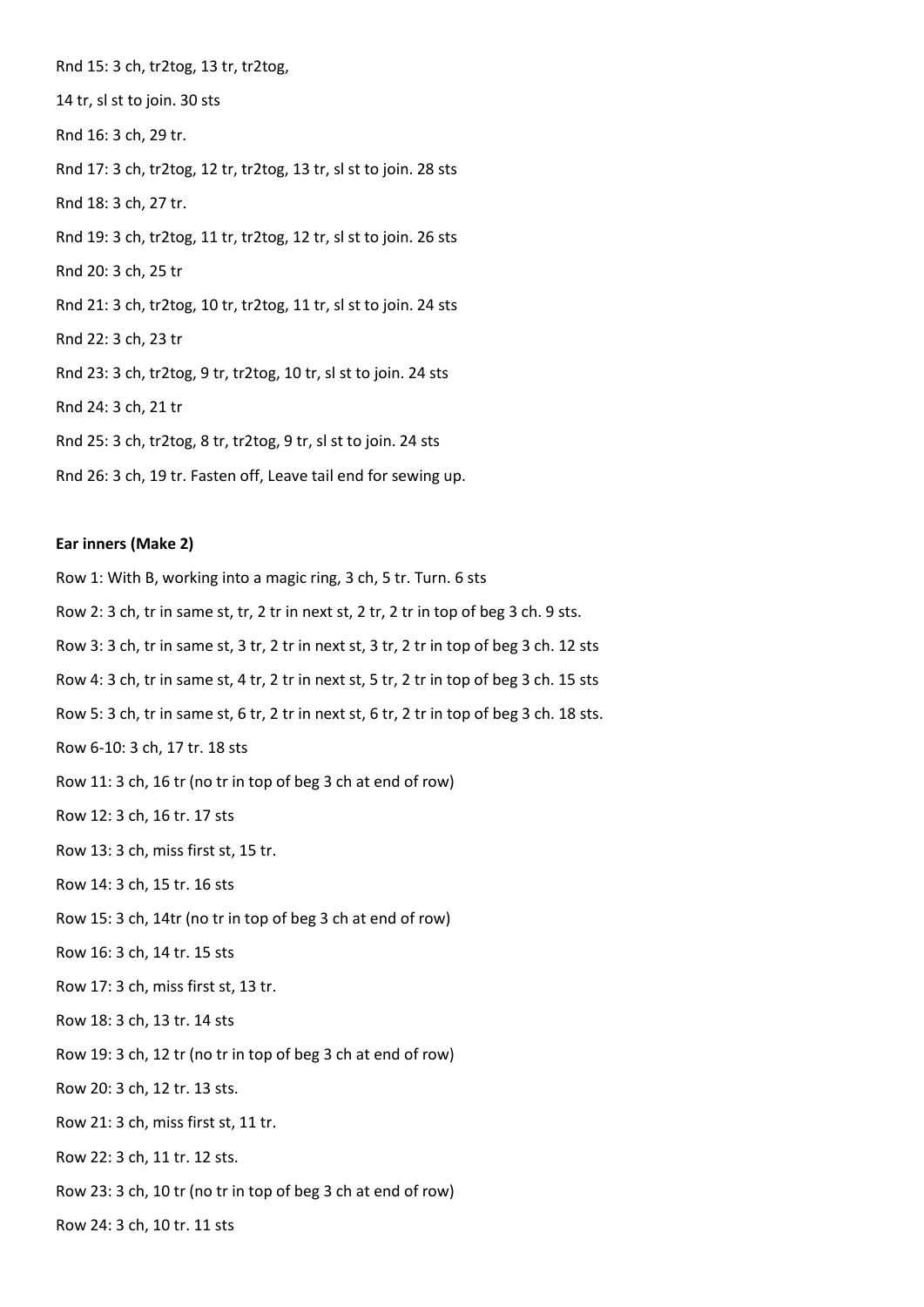Rnd 15: 3 ch, tr2tog, 13 tr, tr2tog,

14 tr, sl st to join. 30 sts

Rnd 16: 3 ch, 29 tr.

Rnd 17: 3 ch, tr2tog, 12 tr, tr2tog, 13 tr, sl st to join. 28 sts

Rnd 18: 3 ch, 27 tr.

Rnd 19: 3 ch, tr2tog, 11 tr, tr2tog, 12 tr, sl st to join. 26 sts

Rnd 20: 3 ch, 25 tr

Rnd 21: 3 ch, tr2tog, 10 tr, tr2tog, 11 tr, sl st to join. 24 sts

Rnd 22: 3 ch, 23 tr

Rnd 23: 3 ch, tr2tog, 9 tr, tr2tog, 10 tr, sl st to join. 24 sts

Rnd 24: 3 ch, 21 tr

Rnd 25: 3 ch, tr2tog, 8 tr, tr2tog, 9 tr, sl st to join. 24 sts

Rnd 26: 3 ch, 19 tr. Fasten off, Leave tail end for sewing up.

**Ear inners (Make 2)**

Row 1: With B, working into a magic ring, 3 ch, 5 tr. Turn. 6 sts

Row 2: 3 ch, tr in same st, tr, 2 tr in next st, 2 tr, 2 tr in top of beg 3 ch. 9 sts.

Row 3: 3 ch, tr in same st, 3 tr, 2 tr in next st, 3 tr, 2 tr in top of beg 3 ch. 12 sts

Row 4: 3 ch, tr in same st, 4 tr, 2 tr in next st, 5 tr, 2 tr in top of beg 3 ch. 15 sts

Row 5: 3 ch, tr in same st, 6 tr, 2 tr in next st, 6 tr, 2 tr in top of beg 3 ch. 18 sts.

Row 6-10: 3 ch, 17 tr. 18 sts

Row 11: 3 ch, 16 tr (no tr in top of beg 3 ch at end of row)

Row 12: 3 ch, 16 tr. 17 sts

Row 13: 3 ch, miss first st, 15 tr.

Row 14: 3 ch, 15 tr. 16 sts

Row 15: 3 ch, 14tr (no tr in top of beg 3 ch at end of row)

Row 16: 3 ch, 14 tr. 15 sts

Row 17: 3 ch, miss first st, 13 tr.

Row 18: 3 ch, 13 tr. 14 sts

Row 19: 3 ch, 12 tr (no tr in top of beg 3 ch at end of row)

Row 20: 3 ch, 12 tr. 13 sts.

Row 21: 3 ch, miss first st, 11 tr.

Row 22: 3 ch, 11 tr. 12 sts.

Row 23: 3 ch, 10 tr (no tr in top of beg 3 ch at end of row)

Row 24: 3 ch, 10 tr. 11 sts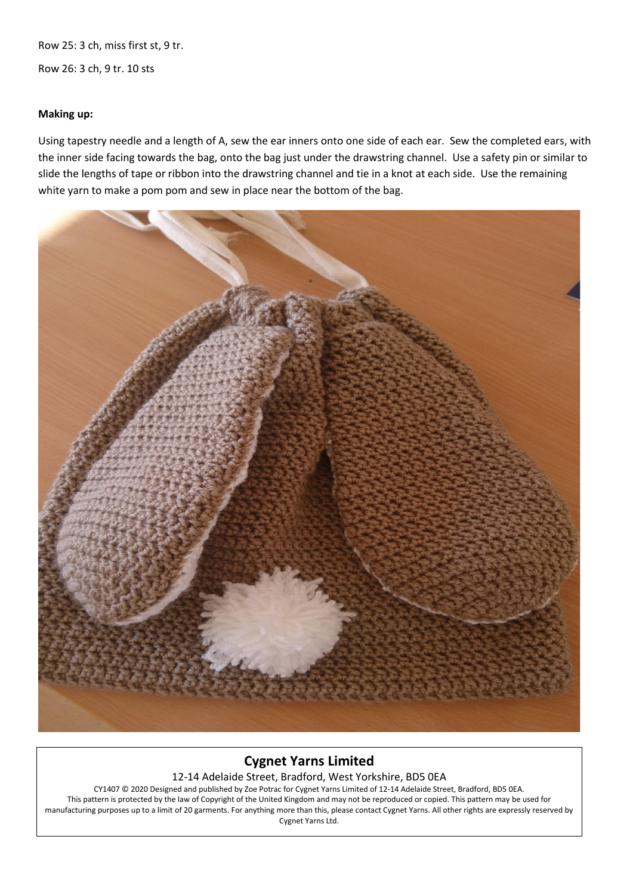Row 25: 3 ch, miss first st, 9 tr.

Row 26: 3 ch, 9 tr. 10 sts

**Making up:**

Using tapestry needle and a length of A, sew the ear inners onto one side of each ear. Sew the completed ears, with the inner side facing towards the bag, onto the bag just under the drawstring channel. Use a safety pin or similar to slide the lengths of tape or ribbon into the drawstring channel and tie in a knot at each side. Use the remaining white yarn to make a pom pom and sew in place near the bottom of the bag.

## Cygnet Yarns Limited

12-14 Adelaide Street, Bradford, West Yorkshire, BD5 0EA

CY1407 © 2020 Designed and published by Zoe Potrac for Cygnet Yarns Limited of 12-14 Adelaide Street, Bradford, BD5 0EA. This pattern is protected by the law of Copyright of the United Kingdom and may not be reproduced or copied. This pattern may be used for manufacturing purposes up to a limit of 20 garments. For anything more than this, please contact Cygnet Yarns. All other rights are expressly reserved by Cygnet Yarns Ltd.